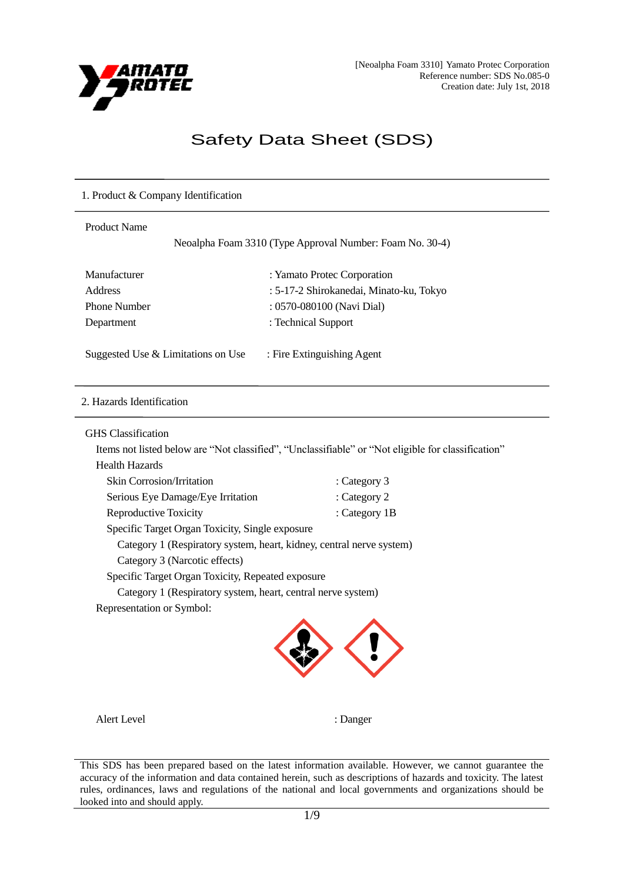# Safety Data Sheet (SDS)

## 1. Product & Company Identification

Product Name

Neoalpha Foam 3310 (Type Approval Number: Foam No. 30-4)

| | |
|---|---|
| Manufacturer | : Yamato Protec Corporation |
| Address | : 5-17-2 Shirokanedai, Minato-ku, Tokyo |
| Phone Number | : 0570-080100 (Navi Dial) |
| Department | : Technical Support |
| Suggested Use & Limitations on Use | : Fire Extinguishing Agent |

## 2. Hazards Identification

GHS Classification

Items not listed below are “Not classified”, “Unclassifiable” or “Not eligible for classification”

Health Hazards

- Skin Corrosion/Irritation : Category 3
- Serious Eye Damage/Eye Irritation : Category 2
- Reproductive Toxicity : Category 1B
- Specific Target Organ Toxicity, Single exposure
  - Category 1 (Respiratory system, heart, kidney, central nerve system)
  - Category 3 (Narcotic effects)
- Specific Target Organ Toxicity, Repeated exposure
  - Category 1 (Respiratory system, heart, central nerve system)

Representation or Symbol:

Alert Level : Danger

This SDS has been prepared based on the latest information available. However, we cannot guarantee the accuracy of the information and data contained herein, such as descriptions of hazards and toxicity. The latest rules, ordinances, laws and regulations of the national and local governments and organizations should be looked into and should apply.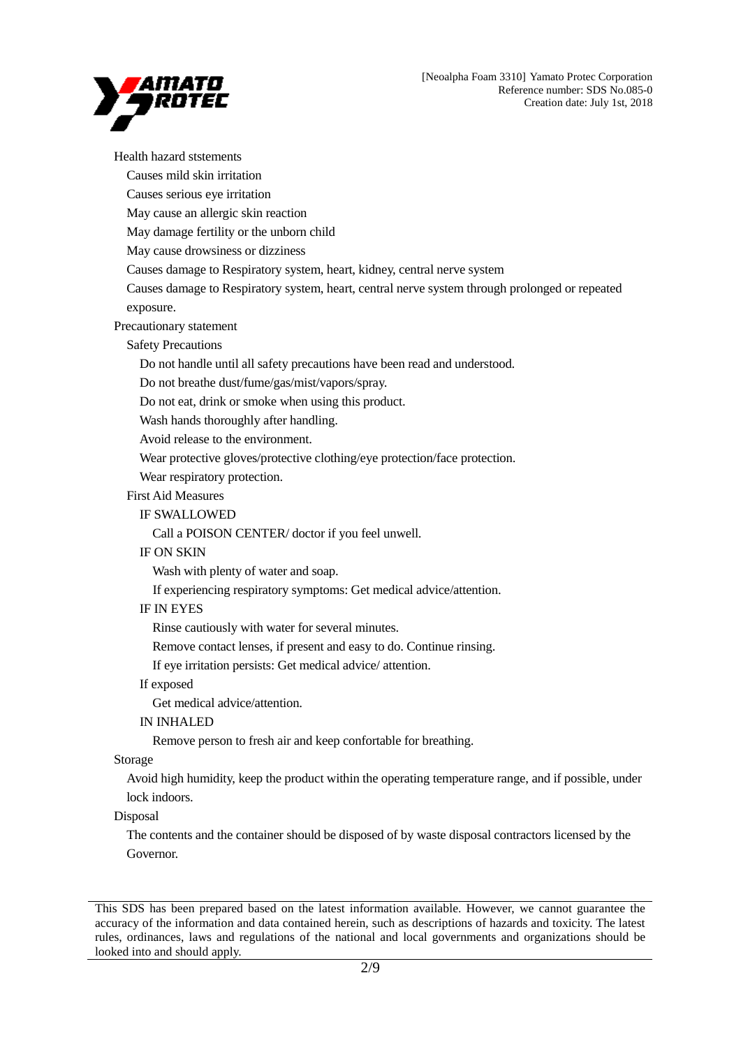Health hazard ststements

Causes mild skin irritation

Causes serious eye irritation

May cause an allergic skin reaction

May damage fertility or the unborn child

May cause drowsiness or dizziness

Causes damage to Respiratory system, heart, kidney, central nerve system

Causes damage to Respiratory system, heart, central nerve system through prolonged or repeated exposure.

Precautionary statement

Safety Precautions

Do not handle until all safety precautions have been read and understood.

Do not breathe dust/fume/gas/mist/vapors/spray.

Do not eat, drink or smoke when using this product.

Wash hands thoroughly after handling.

Avoid release to the environment.

Wear protective gloves/protective clothing/eye protection/face protection.

Wear respiratory protection.

First Aid Measures

IF SWALLOWED

Call a POISON CENTER/ doctor if you feel unwell.

IF ON SKIN

Wash with plenty of water and soap.

If experiencing respiratory symptoms: Get medical advice/attention.

IF IN EYES

Rinse cautiously with water for several minutes.

Remove contact lenses, if present and easy to do. Continue rinsing.

If eye irritation persists: Get medical advice/ attention.

If exposed

Get medical advice/attention.

IN INHALED

Remove person to fresh air and keep confortable for breathing.

Storage

Avoid high humidity, keep the product within the operating temperature range, and if possible, under lock indoors.

Disposal

The contents and the container should be disposed of by waste disposal contractors licensed by the Governor.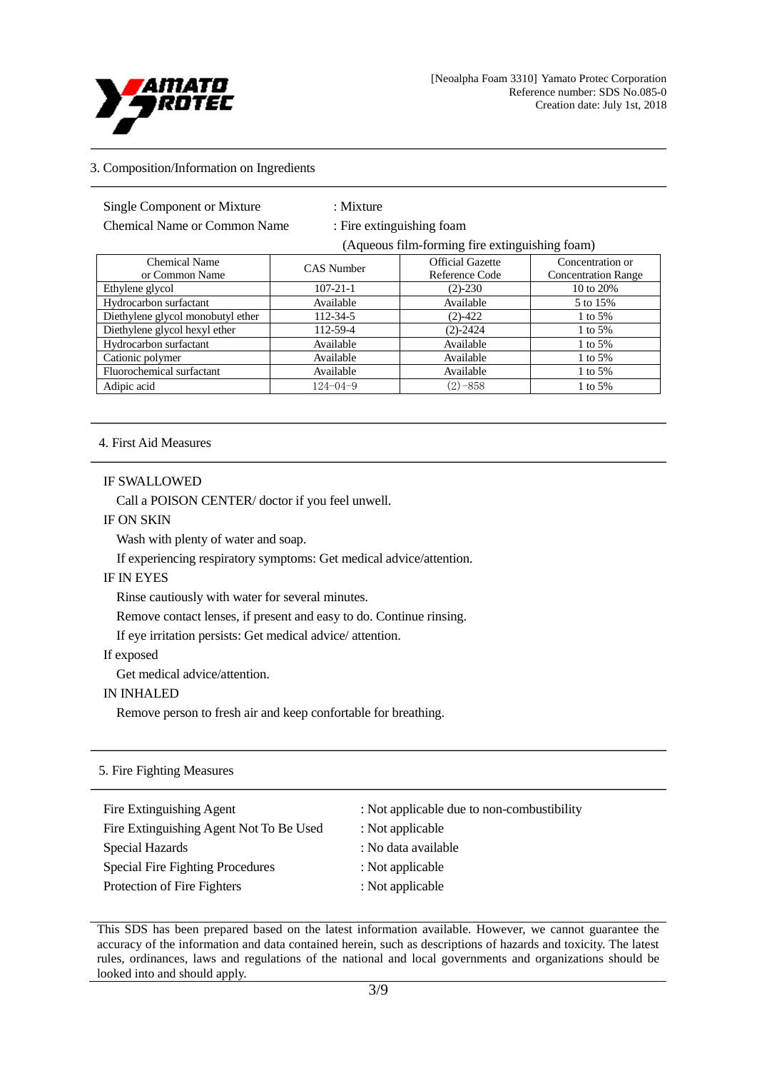## 3. Composition/Information on Ingredients

Single Component or Mixture : Mixture

Chemical Name or Common Name : Fire extinguishing foam (Aqueous film-forming fire extinguishing foam)

| Chemical Name or Common Name | CAS Number | Official Gazette Reference Code | Concentration or Concentration Range |
|---|---|---|---|
| Ethylene glycol | 107-21-1 | (2)-230 | 10 to 20% |
| Hydrocarbon surfactant | Available | Available | 5 to 15% |
| Diethylene glycol monobutyl ether | 112-34-5 | (2)-422 | 1 to 5% |
| Diethylene glycol hexyl ether | 112-59-4 | (2)-2424 | 1 to 5% |
| Hydrocarbon surfactant | Available | Available | 1 to 5% |
| Cationic polymer | Available | Available | 1 to 5% |
| Fluorochemical surfactant | Available | Available | 1 to 5% |
| Adipic acid | 124-04-9 | (2)-858 | 1 to 5% |

## 4. First Aid Measures

IF SWALLOWED

Call a POISON CENTER/ doctor if you feel unwell.

IF ON SKIN

Wash with plenty of water and soap.

If experiencing respiratory symptoms: Get medical advice/attention.

IF IN EYES

Rinse cautiously with water for several minutes.

Remove contact lenses, if present and easy to do. Continue rinsing.

If eye irritation persists: Get medical advice/ attention.

If exposed

Get medical advice/attention.

IN INHALED

Remove person to fresh air and keep confortable for breathing.

## 5. Fire Fighting Measures

Fire Extinguishing Agent : Not applicable due to non-combustibility

Fire Extinguishing Agent Not To Be Used : Not applicable

Special Hazards : No data available

Special Fire Fighting Procedures : Not applicable

Protection of Fire Fighters : Not applicable

This SDS has been prepared based on the latest information available. However, we cannot guarantee the accuracy of the information and data contained herein, such as descriptions of hazards and toxicity. The latest rules, ordinances, laws and regulations of the national and local governments and organizations should be looked into and should apply.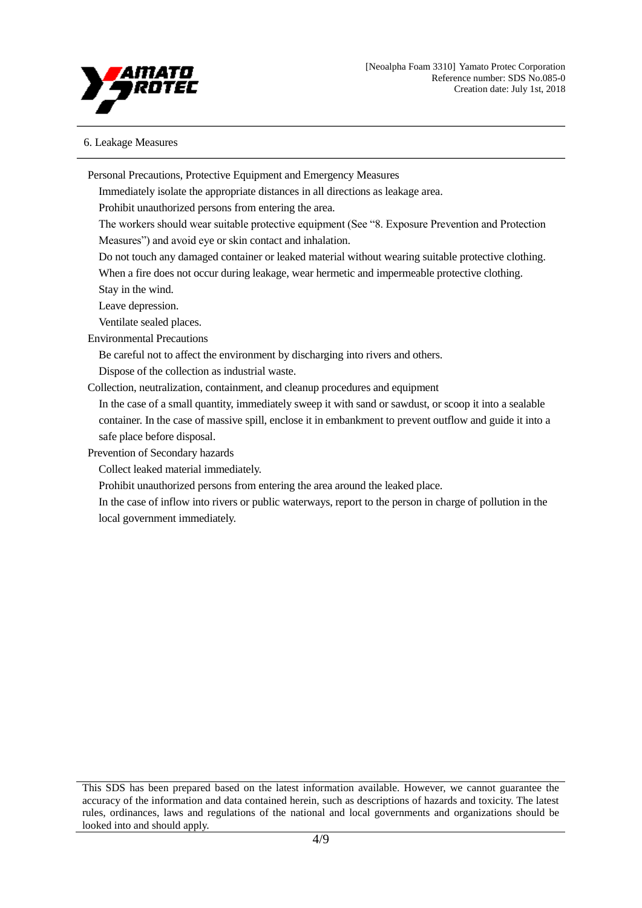## 6. Leakage Measures

Personal Precautions, Protective Equipment and Emergency Measures

Immediately isolate the appropriate distances in all directions as leakage area.

Prohibit unauthorized persons from entering the area.

The workers should wear suitable protective equipment (See "8. Exposure Prevention and Protection Measures") and avoid eye or skin contact and inhalation.

Do not touch any damaged container or leaked material without wearing suitable protective clothing.

When a fire does not occur during leakage, wear hermetic and impermeable protective clothing.

Stay in the wind.

Leave depression.

Ventilate sealed places.

Environmental Precautions

Be careful not to affect the environment by discharging into rivers and others.

Dispose of the collection as industrial waste.

Collection, neutralization, containment, and cleanup procedures and equipment

In the case of a small quantity, immediately sweep it with sand or sawdust, or scoop it into a sealable container. In the case of massive spill, enclose it in embankment to prevent outflow and guide it into a safe place before disposal.

Prevention of Secondary hazards

Collect leaked material immediately.

Prohibit unauthorized persons from entering the area around the leaked place.

In the case of inflow into rivers or public waterways, report to the person in charge of pollution in the local government immediately.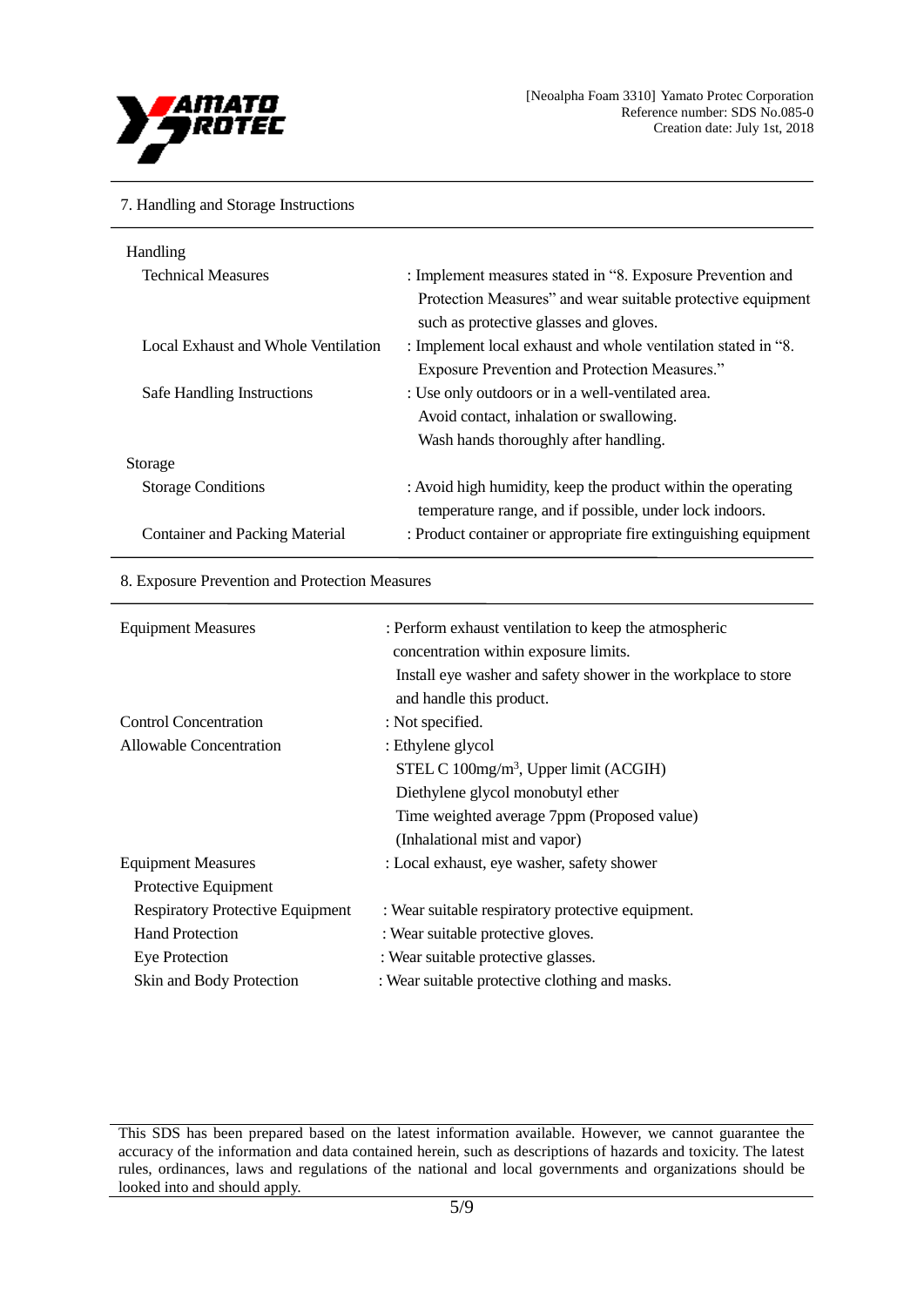## 7. Handling and Storage Instructions

**Handling**

| | |
|---|---|
| Technical Measures | : Implement measures stated in "8. Exposure Prevention and Protection Measures" and wear suitable protective equipment such as protective glasses and gloves. |
| Local Exhaust and Whole Ventilation | : Implement local exhaust and whole ventilation stated in "8. Exposure Prevention and Protection Measures." |
| Safe Handling Instructions | : Use only outdoors or in a well-ventilated area.<br>Avoid contact, inhalation or swallowing.<br>Wash hands thoroughly after handling. |

**Storage**

| | |
|---|---|
| Storage Conditions | : Avoid high humidity, keep the product within the operating temperature range, and if possible, under lock indoors. |
| Container and Packing Material | : Product container or appropriate fire extinguishing equipment |

## 8. Exposure Prevention and Protection Measures

| | |
|---|---|
| Equipment Measures | : Perform exhaust ventilation to keep the atmospheric concentration within exposure limits.<br>Install eye washer and safety shower in the workplace to store and handle this product. |
| Control Concentration | : Not specified. |
| Allowable Concentration | : Ethylene glycol<br>STEL C 100mg/m$^3$, Upper limit (ACGIH)<br>Diethylene glycol monobutyl ether<br>Time weighted average 7ppm (Proposed value)<br>(Inhalational mist and vapor) |
| Equipment Measures | : Local exhaust, eye washer, safety shower |
| Protective Equipment | |
| Respiratory Protective Equipment | : Wear suitable respiratory protective equipment. |
| Hand Protection | : Wear suitable protective gloves. |
| Eye Protection | : Wear suitable protective glasses. |
| Skin and Body Protection | : Wear suitable protective clothing and masks. |

This SDS has been prepared based on the latest information available. However, we cannot guarantee the accuracy of the information and data contained herein, such as descriptions of hazards and toxicity. The latest rules, ordinances, laws and regulations of the national and local governments and organizations should be looked into and should apply.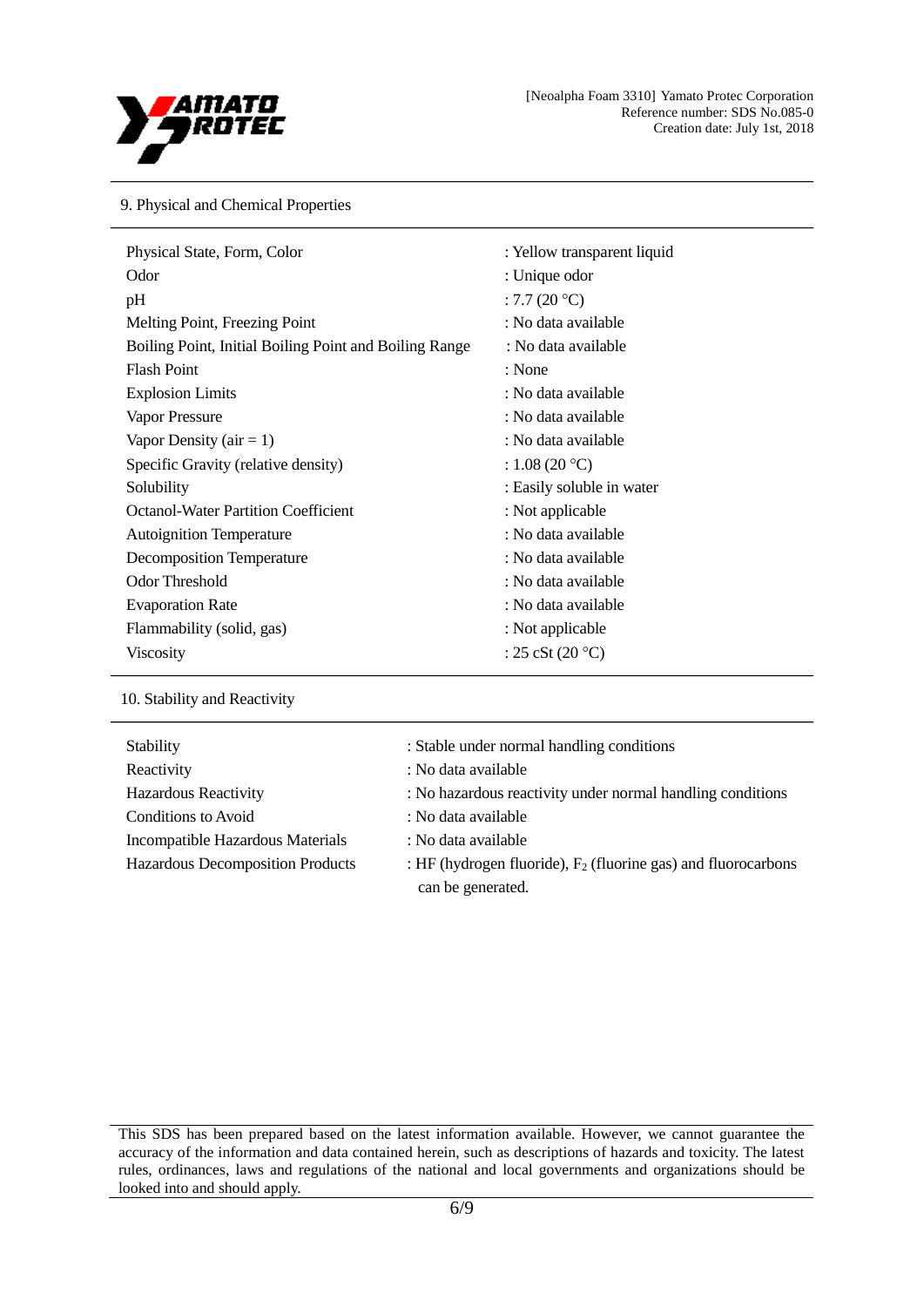## 9. Physical and Chemical Properties

| Property | Value |
|---|---|
| Physical State, Form, Color | : Yellow transparent liquid |
| Odor | : Unique odor |
| pH | : 7.7 (20 °C) |
| Melting Point, Freezing Point | : No data available |
| Boiling Point, Initial Boiling Point and Boiling Range | : No data available |
| Flash Point | : None |
| Explosion Limits | : No data available |
| Vapor Pressure | : No data available |
| Vapor Density (air = 1) | : No data available |
| Specific Gravity (relative density) | : 1.08 (20 °C) |
| Solubility | : Easily soluble in water |
| Octanol-Water Partition Coefficient | : Not applicable |
| Autoignition Temperature | : No data available |
| Decomposition Temperature | : No data available |
| Odor Threshold | : No data available |
| Evaporation Rate | : No data available |
| Flammability (solid, gas) | : Not applicable |
| Viscosity | : 25 cSt (20 °C) |

## 10. Stability and Reactivity

| Property | Value |
|---|---|
| Stability | : Stable under normal handling conditions |
| Reactivity | : No data available |
| Hazardous Reactivity | : No hazardous reactivity under normal handling conditions |
| Conditions to Avoid | : No data available |
| Incompatible Hazardous Materials | : No data available |
| Hazardous Decomposition Products | : HF (hydrogen fluoride), $F_2$ (fluorine gas) and fluorocarbons can be generated. |

This SDS has been prepared based on the latest information available. However, we cannot guarantee the accuracy of the information and data contained herein, such as descriptions of hazards and toxicity. The latest rules, ordinances, laws and regulations of the national and local governments and organizations should be looked into and should apply.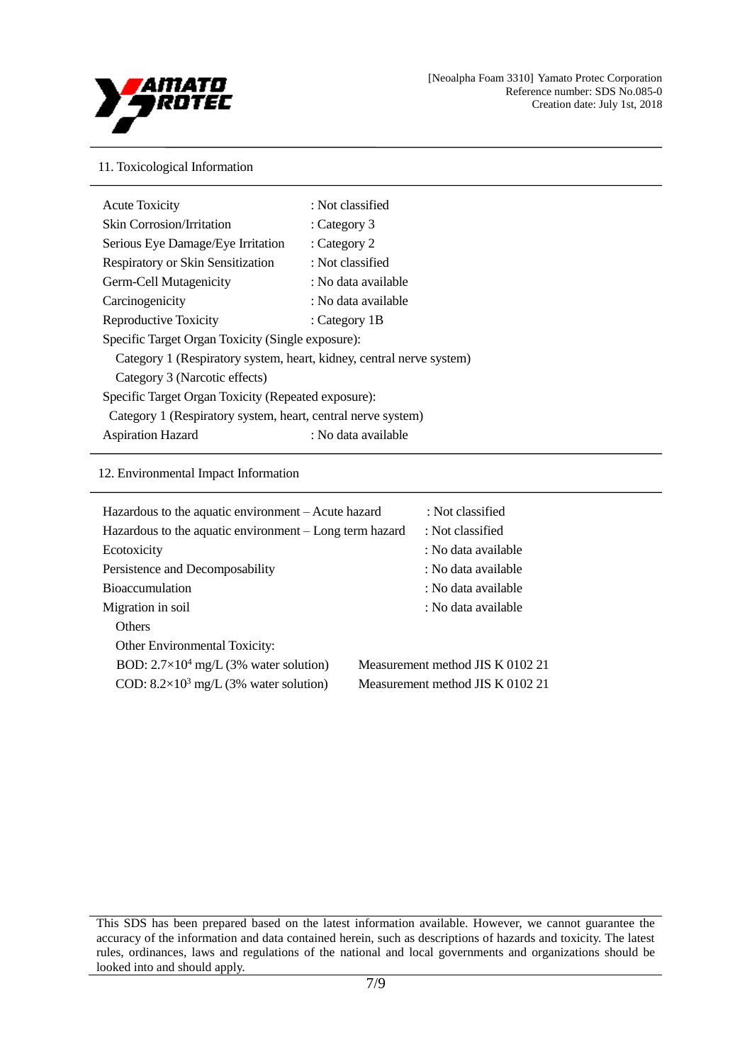## 11. Toxicological Information

| | |
|---|---|
| Acute Toxicity | : Not classified |
| Skin Corrosion/Irritation | : Category 3 |
| Serious Eye Damage/Eye Irritation | : Category 2 |
| Respiratory or Skin Sensitization | : Not classified |
| Germ-Cell Mutagenicity | : No data available |
| Carcinogenicity | : No data available |
| Reproductive Toxicity | : Category 1B |

Specific Target Organ Toxicity (Single exposure):

Category 1 (Respiratory system, heart, kidney, central nerve system)

Category 3 (Narcotic effects)

Specific Target Organ Toxicity (Repeated exposure):

Category 1 (Respiratory system, heart, central nerve system)

| | |
|---|---|
| Aspiration Hazard | : No data available |

## 12. Environmental Impact Information

| | |
|---|---|
| Hazardous to the aquatic environment – Acute hazard | : Not classified |
| Hazardous to the aquatic environment – Long term hazard | : Not classified |
| Ecotoxicity | : No data available |
| Persistence and Decomposability | : No data available |
| Bioaccumulation | : No data available |
| Migration in soil | : No data available |

Others

Other Environmental Toxicity:

| | |
|---|---|
| BOD: $2.7\times10^4$ mg/L (3% water solution) | Measurement method JIS K 0102 21 |
| COD: $8.2\times10^3$ mg/L (3% water solution) | Measurement method JIS K 0102 21 |

This SDS has been prepared based on the latest information available. However, we cannot guarantee the accuracy of the information and data contained herein, such as descriptions of hazards and toxicity. The latest rules, ordinances, laws and regulations of the national and local governments and organizations should be looked into and should apply.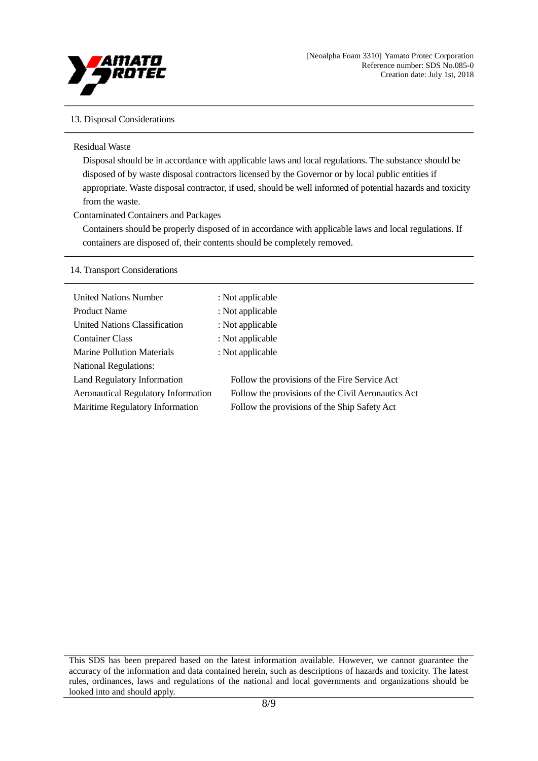## 13. Disposal Considerations

Residual Waste

Disposal should be in accordance with applicable laws and local regulations. The substance should be disposed of by waste disposal contractors licensed by the Governor or by local public entities if appropriate. Waste disposal contractor, if used, should be well informed of potential hazards and toxicity from the waste.

Contaminated Containers and Packages

Containers should be properly disposed of in accordance with applicable laws and local regulations. If containers are disposed of, their contents should be completely removed.

## 14. Transport Considerations

| | |
|---|---|
| United Nations Number | : Not applicable |
| Product Name | : Not applicable |
| United Nations Classification | : Not applicable |
| Container Class | : Not applicable |
| Marine Pollution Materials | : Not applicable |
| National Regulations: | |
| Land Regulatory Information | Follow the provisions of the Fire Service Act |
| Aeronautical Regulatory Information | Follow the provisions of the Civil Aeronautics Act |
| Maritime Regulatory Information | Follow the provisions of the Ship Safety Act |

This SDS has been prepared based on the latest information available. However, we cannot guarantee the accuracy of the information and data contained herein, such as descriptions of hazards and toxicity. The latest rules, ordinances, laws and regulations of the national and local governments and organizations should be looked into and should apply.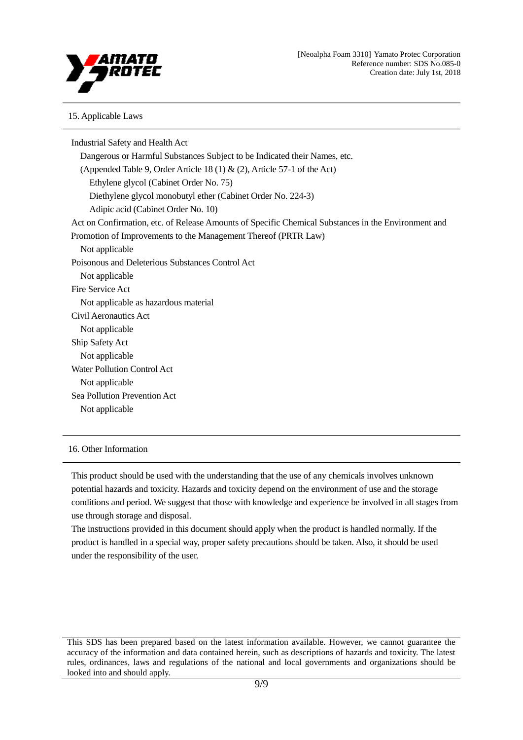## 15. Applicable Laws

Industrial Safety and Health Act

Dangerous or Harmful Substances Subject to be Indicated their Names, etc.

(Appended Table 9, Order Article 18 (1) & (2), Article 57-1 of the Act)

Ethylene glycol (Cabinet Order No. 75)

Diethylene glycol monobutyl ether (Cabinet Order No. 224-3)

Adipic acid (Cabinet Order No. 10)

Act on Confirmation, etc. of Release Amounts of Specific Chemical Substances in the Environment and Promotion of Improvements to the Management Thereof (PRTR Law)

Not applicable

Poisonous and Deleterious Substances Control Act

Not applicable

Fire Service Act

Not applicable as hazardous material

Civil Aeronautics Act

Not applicable

Ship Safety Act

Not applicable

Water Pollution Control Act

Not applicable

Sea Pollution Prevention Act

Not applicable

## 16. Other Information

This product should be used with the understanding that the use of any chemicals involves unknown potential hazards and toxicity. Hazards and toxicity depend on the environment of use and the storage conditions and period. We suggest that those with knowledge and experience be involved in all stages from use through storage and disposal.

The instructions provided in this document should apply when the product is handled normally. If the product is handled in a special way, proper safety precautions should be taken. Also, it should be used under the responsibility of the user.

This SDS has been prepared based on the latest information available. However, we cannot guarantee the accuracy of the information and data contained herein, such as descriptions of hazards and toxicity. The latest rules, ordinances, laws and regulations of the national and local governments and organizations should be looked into and should apply.